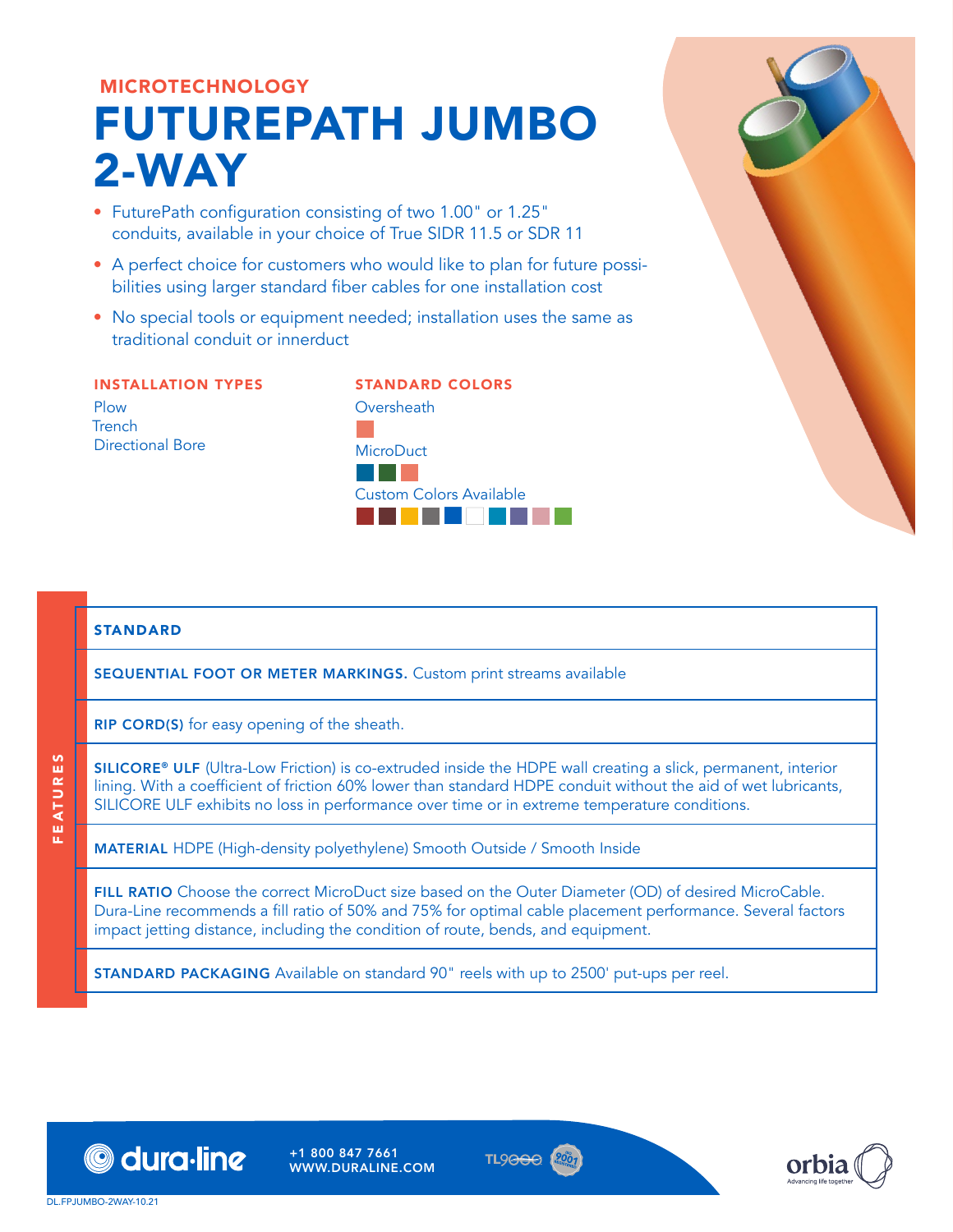MICROTECHNOLOGY

# FUTUREPATH JUMBO 2-WAY

- FuturePath configuration consisting of two 1.00" or 1.25" conduits, available in your choice of True SIDR 11.5 or SDR 11
- A perfect choice for customers who would like to plan for future possibilities using larger standard fiber cables for one installation cost
- No special tools or equipment needed; installation uses the same as traditional conduit or innerduct

### INSTALLATION TYPES

Plow
Trench
Directional Bore

### STANDARD COLORS

Oversheath

MicroDuct

Custom Colors Available

## FEATURES

**STANDARD**

**SEQUENTIAL FOOT OR METER MARKINGS.** Custom print streams available

**RIP CORD(S)** for easy opening of the sheath.

**SILICORE® ULF** (Ultra-Low Friction) is co-extruded inside the HDPE wall creating a slick, permanent, interior lining. With a coefficient of friction 60% lower than standard HDPE conduit without the aid of wet lubricants, SILICORE ULF exhibits no loss in performance over time or in extreme temperature conditions.

**MATERIAL** HDPE (High-density polyethylene) Smooth Outside / Smooth Inside

**FILL RATIO** Choose the correct MicroDuct size based on the Outer Diameter (OD) of desired MicroCable. Dura-Line recommends a fill ratio of 50% and 75% for optimal cable placement performance. Several factors impact jetting distance, including the condition of route, bends, and equipment.

**STANDARD PACKAGING** Available on standard 90" reels with up to 2500' put-ups per reel.

dura·line +1 800 847 7661 WWW.DURALINE.COM

DL.FPJUMBO-2WAY-10.21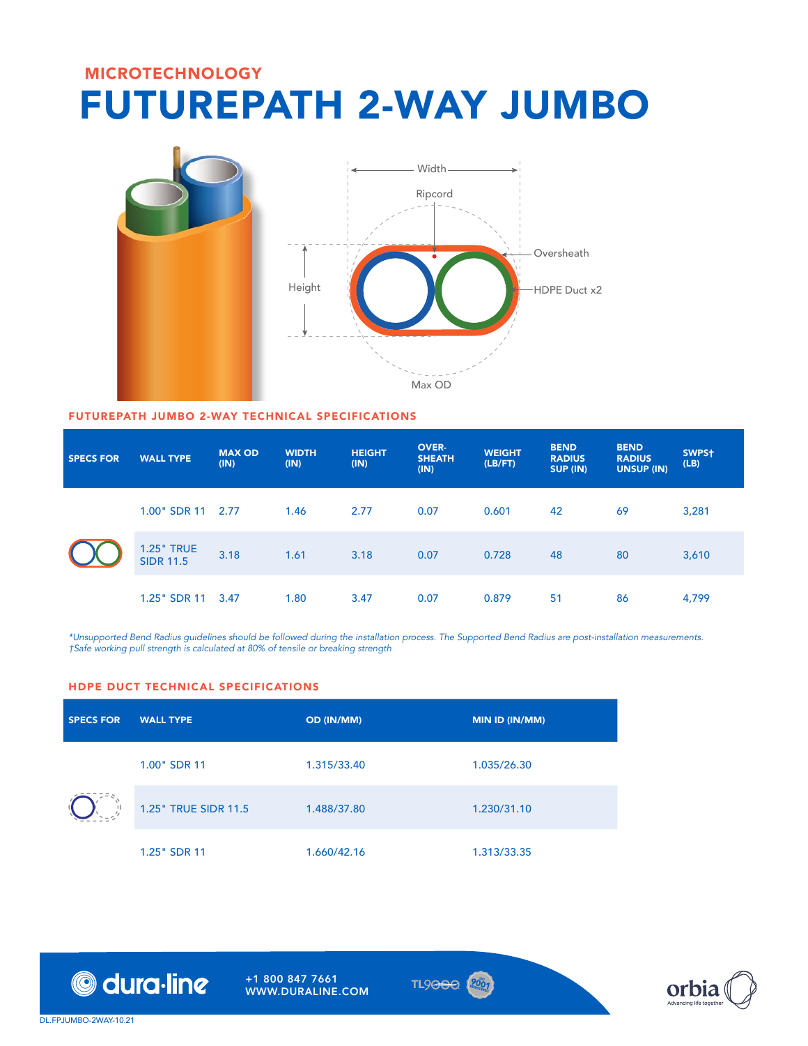## MICROTECHNOLOGY

# FUTUREPATH 2-WAY JUMBO

Width

Ripcord

Oversheath

Height

HDPE Duct x2

Max OD

### FUTUREPATH JUMBO 2-WAY TECHNICAL SPECIFICATIONS

| SPECS FOR | WALL TYPE | MAX OD (IN) | WIDTH (IN) | HEIGHT (IN) | OVER-SHEATH (IN) | WEIGHT (LB/FT) | BEND RADIUS SUP (IN) | BEND RADIUS UNSUP (IN) | SWPS† (LB) |
|---|---|---|---|---|---|---|---|---|---|
| | 1.00" SDR 11 | 2.77 | 1.46 | 2.77 | 0.07 | 0.601 | 42 | 69 | 3,281 |
| | 1.25" TRUE SIDR 11.5 | 3.18 | 1.61 | 3.18 | 0.07 | 0.728 | 48 | 80 | 3,610 |
| | 1.25" SDR 11 | 3.47 | 1.80 | 3.47 | 0.07 | 0.879 | 51 | 86 | 4,799 |

*\*Unsupported Bend Radius guidelines should be followed during the installation process. The Supported Bend Radius are post-installation measurements.*
*†Safe working pull strength is calculated at 80% of tensile or breaking strength*

### HDPE DUCT TECHNICAL SPECIFICATIONS

| SPECS FOR | WALL TYPE | OD (IN/MM) | MIN ID (IN/MM) |
|---|---|---|---|
| | 1.00" SDR 11 | 1.315/33.40 | 1.035/26.30 |
| | 1.25" TRUE SIDR 11.5 | 1.488/37.80 | 1.230/31.10 |
| | 1.25" SDR 11 | 1.660/42.16 | 1.313/33.35 |

dura·line

+1 800 847 7661
WWW.DURALINE.COM

TL9000

orbia
Advancing life together

DL.FPJUMBO-2WAY-10.21